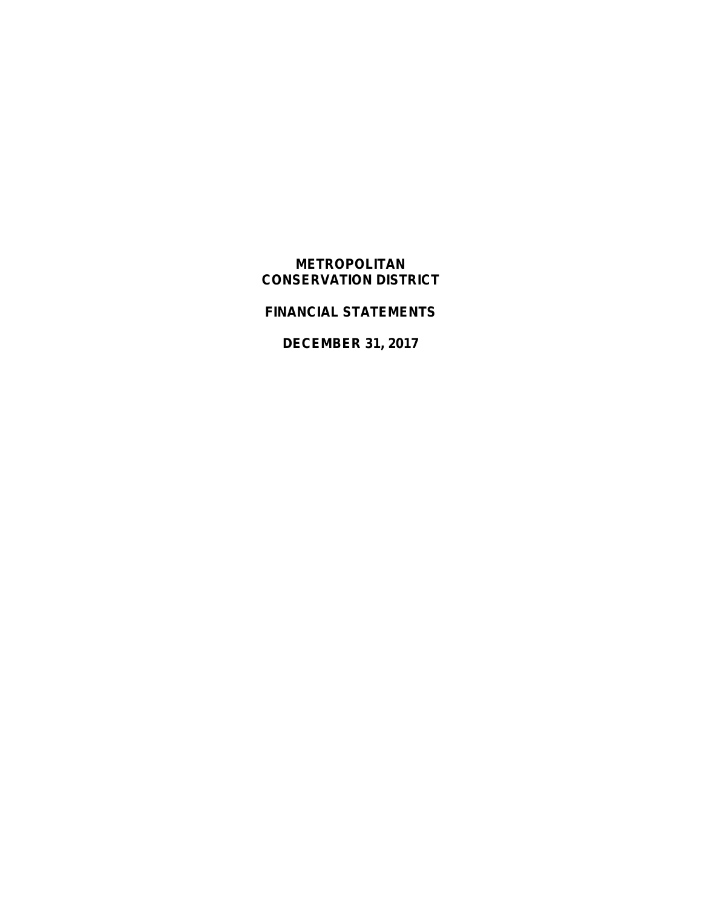# METROPOLITAN CONSERVATION DISTRICT

## FINANCIAL STATEMENTS

## DECEMBER 31, 2017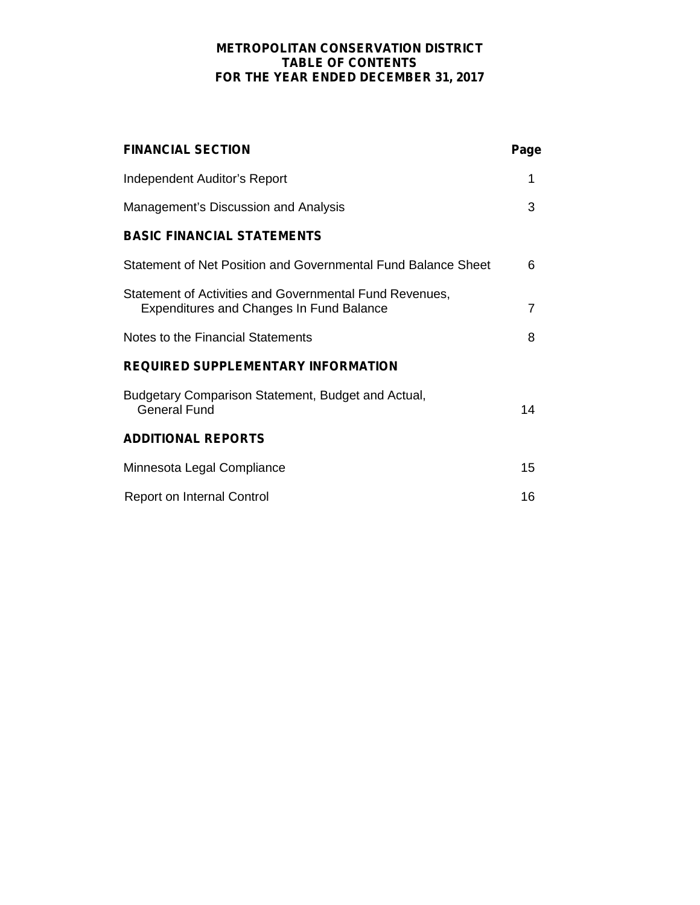# METROPOLITAN CONSERVATION DISTRICT
## TABLE OF CONTENTS
### FOR THE YEAR ENDED DECEMBER 31, 2017

| **FINANCIAL SECTION** | **Page** |
|---|---|
| Independent Auditor's Report | 1 |
| Management's Discussion and Analysis | 3 |
| **BASIC FINANCIAL STATEMENTS** | |
| Statement of Net Position and Governmental Fund Balance Sheet | 6 |
| Statement of Activities and Governmental Fund Revenues, Expenditures and Changes In Fund Balance | 7 |
| Notes to the Financial Statements | 8 |
| **REQUIRED SUPPLEMENTARY INFORMATION** | |
| Budgetary Comparison Statement, Budget and Actual, General Fund | 14 |
| **ADDITIONAL REPORTS** | |
| Minnesota Legal Compliance | 15 |
| Report on Internal Control | 16 |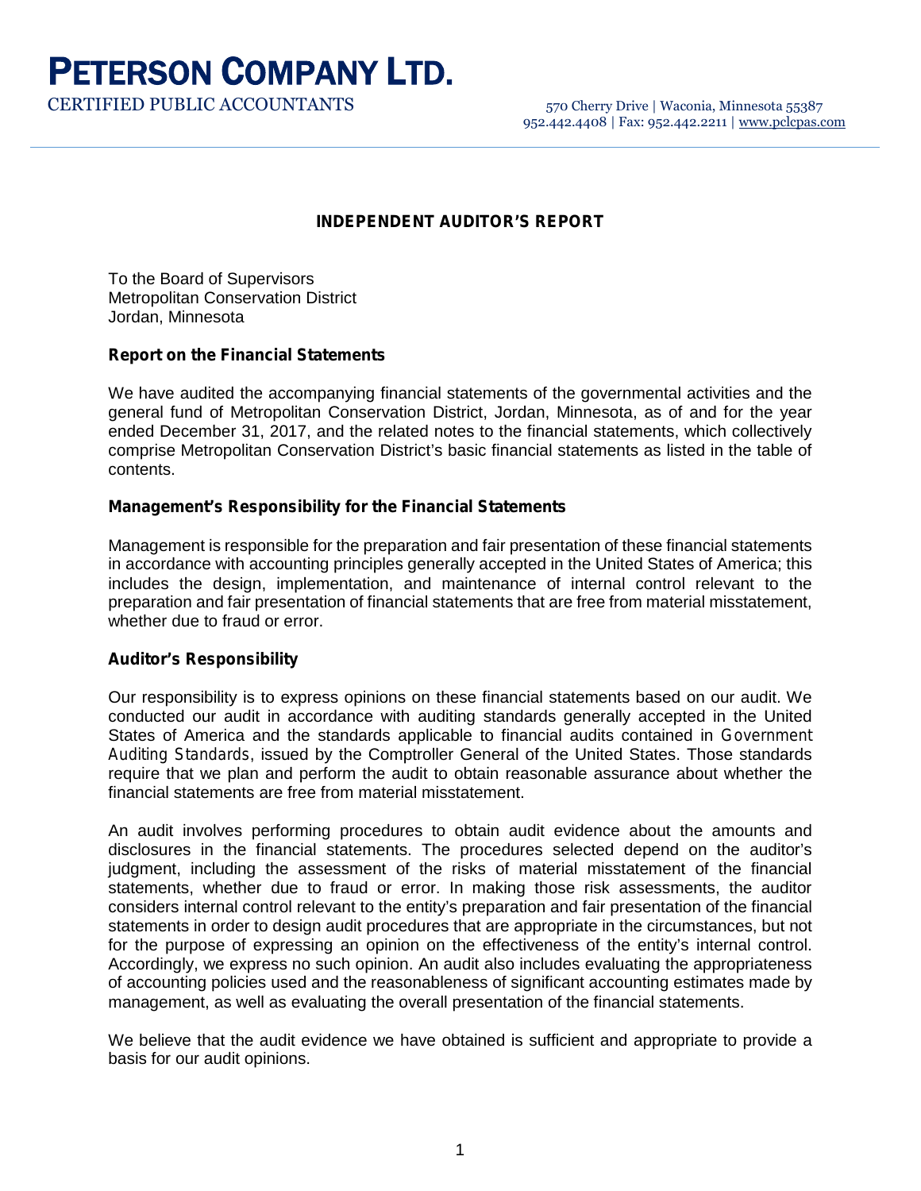# PETERSON COMPANY LTD.

CERTIFIED PUBLIC ACCOUNTANTS

570 Cherry Drive | Waconia, Minnesota 55387
952.442.4408 | Fax: 952.442.2211 | www.pclcpas.com

## INDEPENDENT AUDITOR'S REPORT

To the Board of Supervisors
Metropolitan Conservation District
Jordan, Minnesota

### Report on the Financial Statements

We have audited the accompanying financial statements of the governmental activities and the general fund of Metropolitan Conservation District, Jordan, Minnesota, as of and for the year ended December 31, 2017, and the related notes to the financial statements, which collectively comprise Metropolitan Conservation District's basic financial statements as listed in the table of contents.

### Management's Responsibility for the Financial Statements

Management is responsible for the preparation and fair presentation of these financial statements in accordance with accounting principles generally accepted in the United States of America; this includes the design, implementation, and maintenance of internal control relevant to the preparation and fair presentation of financial statements that are free from material misstatement, whether due to fraud or error.

### Auditor's Responsibility

Our responsibility is to express opinions on these financial statements based on our audit. We conducted our audit in accordance with auditing standards generally accepted in the United States of America and the standards applicable to financial audits contained in *Government Auditing Standards*, issued by the Comptroller General of the United States. Those standards require that we plan and perform the audit to obtain reasonable assurance about whether the financial statements are free from material misstatement.

An audit involves performing procedures to obtain audit evidence about the amounts and disclosures in the financial statements. The procedures selected depend on the auditor's judgment, including the assessment of the risks of material misstatement of the financial statements, whether due to fraud or error. In making those risk assessments, the auditor considers internal control relevant to the entity's preparation and fair presentation of the financial statements in order to design audit procedures that are appropriate in the circumstances, but not for the purpose of expressing an opinion on the effectiveness of the entity's internal control. Accordingly, we express no such opinion. An audit also includes evaluating the appropriateness of accounting policies used and the reasonableness of significant accounting estimates made by management, as well as evaluating the overall presentation of the financial statements.

We believe that the audit evidence we have obtained is sufficient and appropriate to provide a basis for our audit opinions.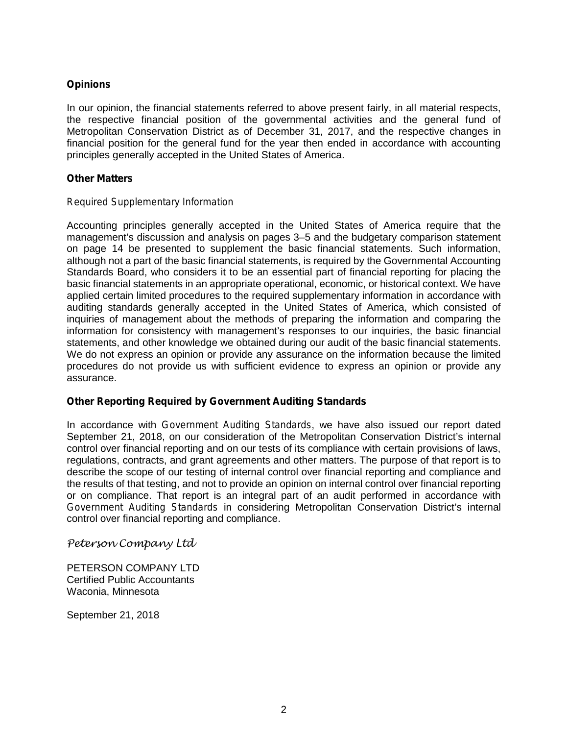**Opinions**

In our opinion, the financial statements referred to above present fairly, in all material respects, the respective financial position of the governmental activities and the general fund of Metropolitan Conservation District as of December 31, 2017, and the respective changes in financial position for the general fund for the year then ended in accordance with accounting principles generally accepted in the United States of America.

**Other Matters**

*Required Supplementary Information*

Accounting principles generally accepted in the United States of America require that the management's discussion and analysis on pages 3–5 and the budgetary comparison statement on page 14 be presented to supplement the basic financial statements. Such information, although not a part of the basic financial statements, is required by the Governmental Accounting Standards Board, who considers it to be an essential part of financial reporting for placing the basic financial statements in an appropriate operational, economic, or historical context. We have applied certain limited procedures to the required supplementary information in accordance with auditing standards generally accepted in the United States of America, which consisted of inquiries of management about the methods of preparing the information and comparing the information for consistency with management's responses to our inquiries, the basic financial statements, and other knowledge we obtained during our audit of the basic financial statements. We do not express an opinion or provide any assurance on the information because the limited procedures do not provide us with sufficient evidence to express an opinion or provide any assurance.

**Other Reporting Required by Government Auditing Standards**

In accordance with *Government Auditing Standards*, we have also issued our report dated September 21, 2018, on our consideration of the Metropolitan Conservation District's internal control over financial reporting and on our tests of its compliance with certain provisions of laws, regulations, contracts, and grant agreements and other matters. The purpose of that report is to describe the scope of our testing of internal control over financial reporting and compliance and the results of that testing, and not to provide an opinion on internal control over financial reporting or on compliance. That report is an integral part of an audit performed in accordance with *Government Auditing Standards* in considering Metropolitan Conservation District's internal control over financial reporting and compliance.

*Peterson Company Ltd*

PETERSON COMPANY LTD
Certified Public Accountants
Waconia, Minnesota

September 21, 2018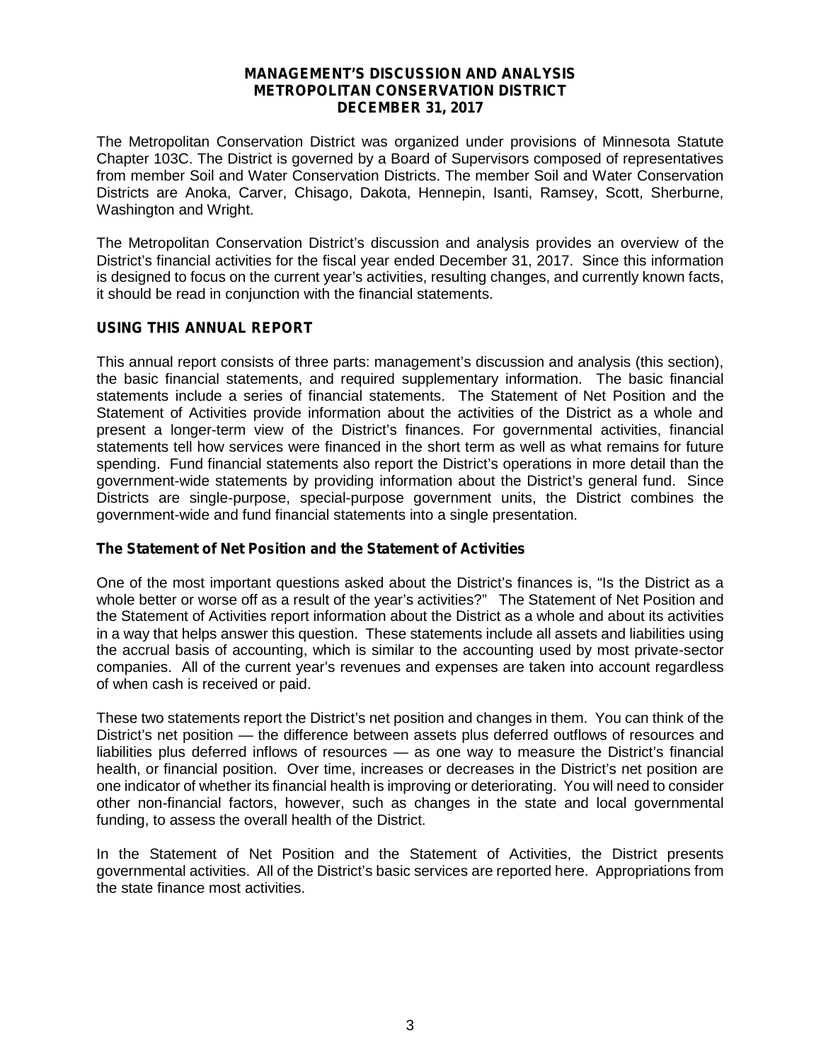**MANAGEMENT'S DISCUSSION AND ANALYSIS**
**METROPOLITAN CONSERVATION DISTRICT**
**DECEMBER 31, 2017**

The Metropolitan Conservation District was organized under provisions of Minnesota Statute Chapter 103C. The District is governed by a Board of Supervisors composed of representatives from member Soil and Water Conservation Districts. The member Soil and Water Conservation Districts are Anoka, Carver, Chisago, Dakota, Hennepin, Isanti, Ramsey, Scott, Sherburne, Washington and Wright.

The Metropolitan Conservation District's discussion and analysis provides an overview of the District's financial activities for the fiscal year ended December 31, 2017. Since this information is designed to focus on the current year's activities, resulting changes, and currently known facts, it should be read in conjunction with the financial statements.

## USING THIS ANNUAL REPORT

This annual report consists of three parts: management's discussion and analysis (this section), the basic financial statements, and required supplementary information. The basic financial statements include a series of financial statements. The Statement of Net Position and the Statement of Activities provide information about the activities of the District as a whole and present a longer-term view of the District's finances. For governmental activities, financial statements tell how services were financed in the short term as well as what remains for future spending. Fund financial statements also report the District's operations in more detail than the government-wide statements by providing information about the District's general fund. Since Districts are single-purpose, special-purpose government units, the District combines the government-wide and fund financial statements into a single presentation.

### The Statement of Net Position and the Statement of Activities

One of the most important questions asked about the District's finances is, "Is the District as a whole better or worse off as a result of the year's activities?" The Statement of Net Position and the Statement of Activities report information about the District as a whole and about its activities in a way that helps answer this question. These statements include all assets and liabilities using the accrual basis of accounting, which is similar to the accounting used by most private-sector companies. All of the current year's revenues and expenses are taken into account regardless of when cash is received or paid.

These two statements report the District's net position and changes in them. You can think of the District's net position — the difference between assets plus deferred outflows of resources and liabilities plus deferred inflows of resources — as one way to measure the District's financial health, or financial position. Over time, increases or decreases in the District's net position are one indicator of whether its financial health is improving or deteriorating. You will need to consider other non-financial factors, however, such as changes in the state and local governmental funding, to assess the overall health of the District.

In the Statement of Net Position and the Statement of Activities, the District presents governmental activities. All of the District's basic services are reported here. Appropriations from the state finance most activities.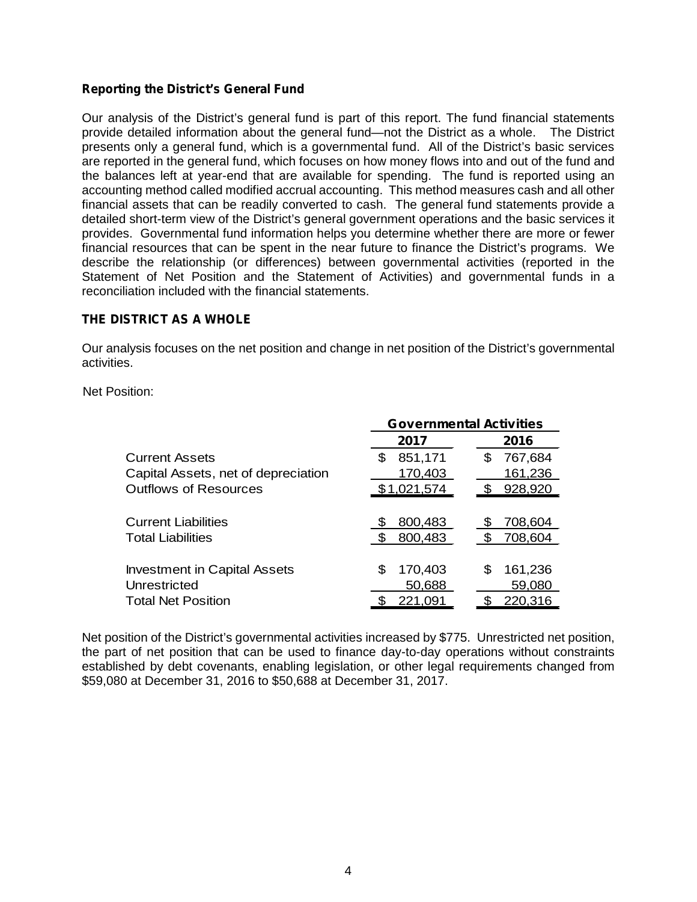**Reporting the District's General Fund**

Our analysis of the District's general fund is part of this report. The fund financial statements provide detailed information about the general fund—not the District as a whole. The District presents only a general fund, which is a governmental fund. All of the District's basic services are reported in the general fund, which focuses on how money flows into and out of the fund and the balances left at year-end that are available for spending. The fund is reported using an accounting method called modified accrual accounting. This method measures cash and all other financial assets that can be readily converted to cash. The general fund statements provide a detailed short-term view of the District's general government operations and the basic services it provides. Governmental fund information helps you determine whether there are more or fewer financial resources that can be spent in the near future to finance the District's programs. We describe the relationship (or differences) between governmental activities (reported in the Statement of Net Position and the Statement of Activities) and governmental funds in a reconciliation included with the financial statements.

**THE DISTRICT AS A WHOLE**

Our analysis focuses on the net position and change in net position of the District's governmental activities.

Net Position:

| | Governmental Activities | |
|---|---|---|
| | 2017 | 2016 |
| Current Assets | $ 851,171 | $ 767,684 |
| Capital Assets, net of depreciation | 170,403 | 161,236 |
| Outflows of Resources | $1,021,574 | $ 928,920 |
| | | |
| Current Liabilities | $ 800,483 | $ 708,604 |
| Total Liabilities | $ 800,483 | $ 708,604 |
| | | |
| Investment in Capital Assets | $ 170,403 | $ 161,236 |
| Unrestricted | 50,688 | 59,080 |
| Total Net Position | $ 221,091 | $ 220,316 |

Net position of the District's governmental activities increased by $775. Unrestricted net position, the part of net position that can be used to finance day-to-day operations without constraints established by debt covenants, enabling legislation, or other legal requirements changed from $59,080 at December 31, 2016 to $50,688 at December 31, 2017.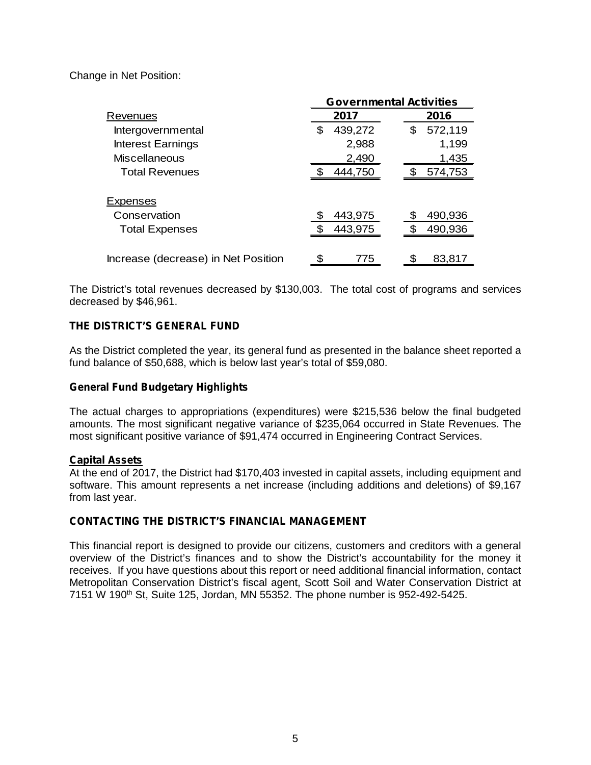Change in Net Position:

| | Governmental Activities | |
|---|---|---|
| Revenues | 2017 | 2016 |
| Intergovernmental | $ 439,272 | $ 572,119 |
| Interest Earnings | 2,988 | 1,199 |
| Miscellaneous | 2,490 | 1,435 |
| Total Revenues | $ 444,750 | $ 574,753 |
| | | |
| Expenses | | |
| Conservation | $ 443,975 | $ 490,936 |
| Total Expenses | $ 443,975 | $ 490,936 |
| | | |
| Increase (decrease) in Net Position | $ 775 | $ 83,817 |

The District's total revenues decreased by $130,003. The total cost of programs and services decreased by $46,961.

**THE DISTRICT'S GENERAL FUND**

As the District completed the year, its general fund as presented in the balance sheet reported a fund balance of $50,688, which is below last year's total of $59,080.

**General Fund Budgetary Highlights**

The actual charges to appropriations (expenditures) were $215,536 below the final budgeted amounts. The most significant negative variance of $235,064 occurred in State Revenues. The most significant positive variance of $91,474 occurred in Engineering Contract Services.

**Capital Assets**

At the end of 2017, the District had $170,403 invested in capital assets, including equipment and software. This amount represents a net increase (including additions and deletions) of $9,167 from last year.

**CONTACTING THE DISTRICT'S FINANCIAL MANAGEMENT**

This financial report is designed to provide our citizens, customers and creditors with a general overview of the District's finances and to show the District's accountability for the money it receives. If you have questions about this report or need additional financial information, contact Metropolitan Conservation District's fiscal agent, Scott Soil and Water Conservation District at 7151 W 190th St, Suite 125, Jordan, MN 55352. The phone number is 952-492-5425.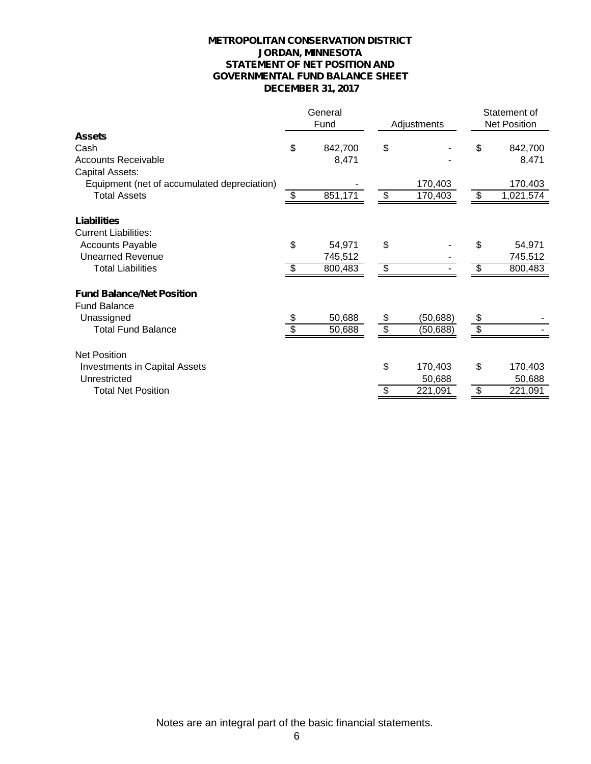# METROPOLITAN CONSERVATION DISTRICT
## JORDAN, MINNESOTA
## STATEMENT OF NET POSITION AND GOVERNMENTAL FUND BALANCE SHEET
## DECEMBER 31, 2017

| | General Fund | Adjustments | Statement of Net Position |
|---|---|---|---|
| **Assets** | | | |
| Cash | $ 842,700 | $ - | $ 842,700 |
| Accounts Receivable | 8,471 | - | 8,471 |
| Capital Assets: | | | |
| Equipment (net of accumulated depreciation) | - | 170,403 | 170,403 |
| Total Assets | $ 851,171 | $ 170,403 | $ 1,021,574 |
| **Liabilities** | | | |
| Current Liabilities: | | | |
| Accounts Payable | $ 54,971 | $ - | $ 54,971 |
| Unearned Revenue | 745,512 | - | 745,512 |
| Total Liabilities | $ 800,483 | $ - | $ 800,483 |
| **Fund Balance/Net Position** | | | |
| Fund Balance | | | |
| Unassigned | $ 50,688 | $ (50,688) | $ - |
| Total Fund Balance | $ 50,688 | $ (50,688) | $ - |
| Net Position | | | |
| Investments in Capital Assets | | $ 170,403 | $ 170,403 |
| Unrestricted | | 50,688 | 50,688 |
| Total Net Position | | $ 221,091 | $ 221,091 |

Notes are an integral part of the basic financial statements.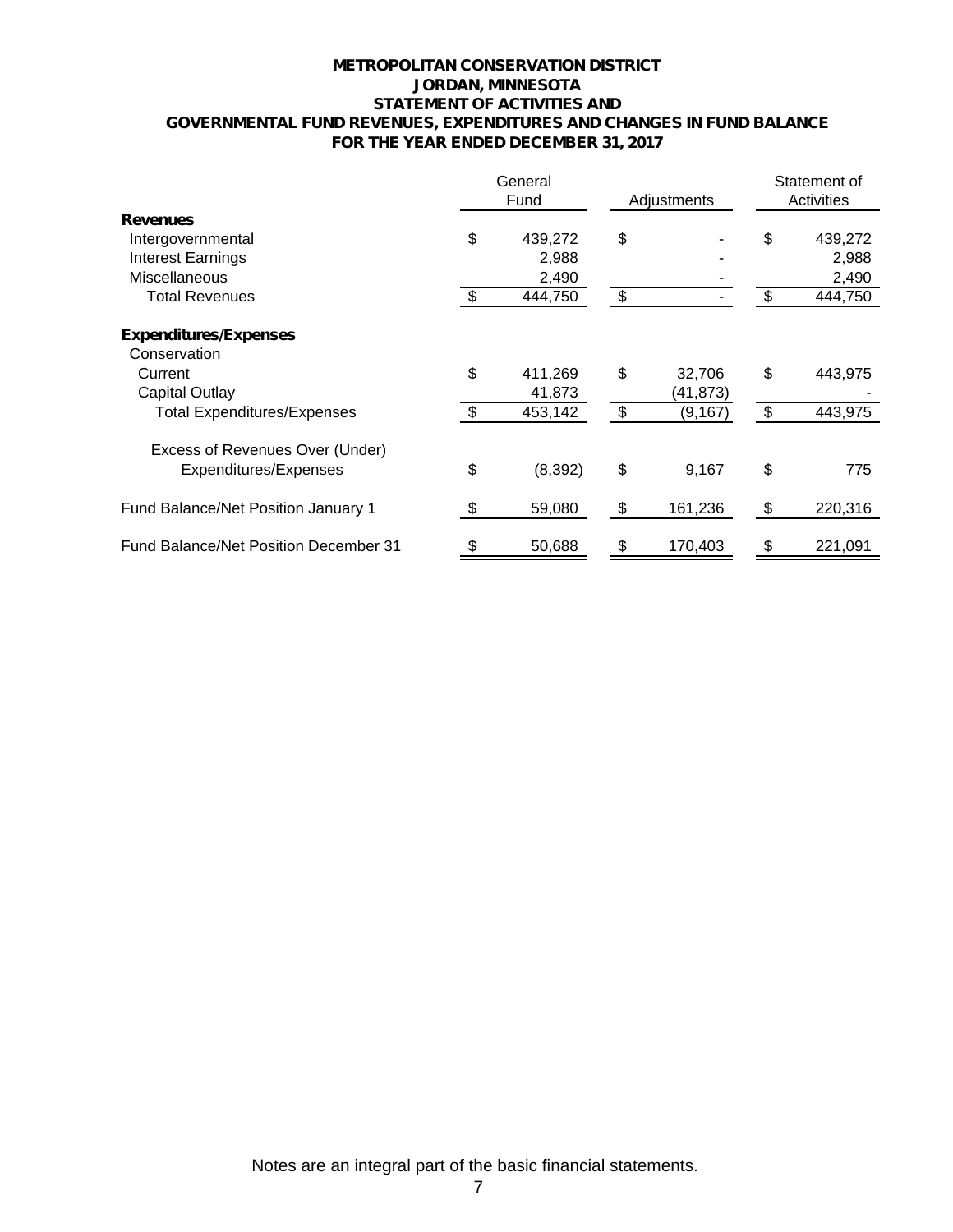# METROPOLITAN CONSERVATION DISTRICT
## JORDAN, MINNESOTA
## STATEMENT OF ACTIVITIES AND
## GOVERNMENTAL FUND REVENUES, EXPENDITURES AND CHANGES IN FUND BALANCE
## FOR THE YEAR ENDED DECEMBER 31, 2017

| | General Fund | Adjustments | Statement of Activities |
|---|---|---|---|
| **Revenues** | | | |
| Intergovernmental | $ 439,272 | $ - | $ 439,272 |
| Interest Earnings | 2,988 | - | 2,988 |
| Miscellaneous | 2,490 | - | 2,490 |
| Total Revenues | $ 444,750 | $ - | $ 444,750 |
| **Expenditures/Expenses** | | | |
| Conservation | | | |
| Current | $ 411,269 | $ 32,706 | $ 443,975 |
| Capital Outlay | 41,873 | (41,873) | - |
| Total Expenditures/Expenses | $ 453,142 | $ (9,167) | $ 443,975 |
| Excess of Revenues Over (Under) Expenditures/Expenses | $ (8,392) | $ 9,167 | $ 775 |
| Fund Balance/Net Position January 1 | $ 59,080 | $ 161,236 | $ 220,316 |
| Fund Balance/Net Position December 31 | $ 50,688 | $ 170,403 | $ 221,091 |

Notes are an integral part of the basic financial statements.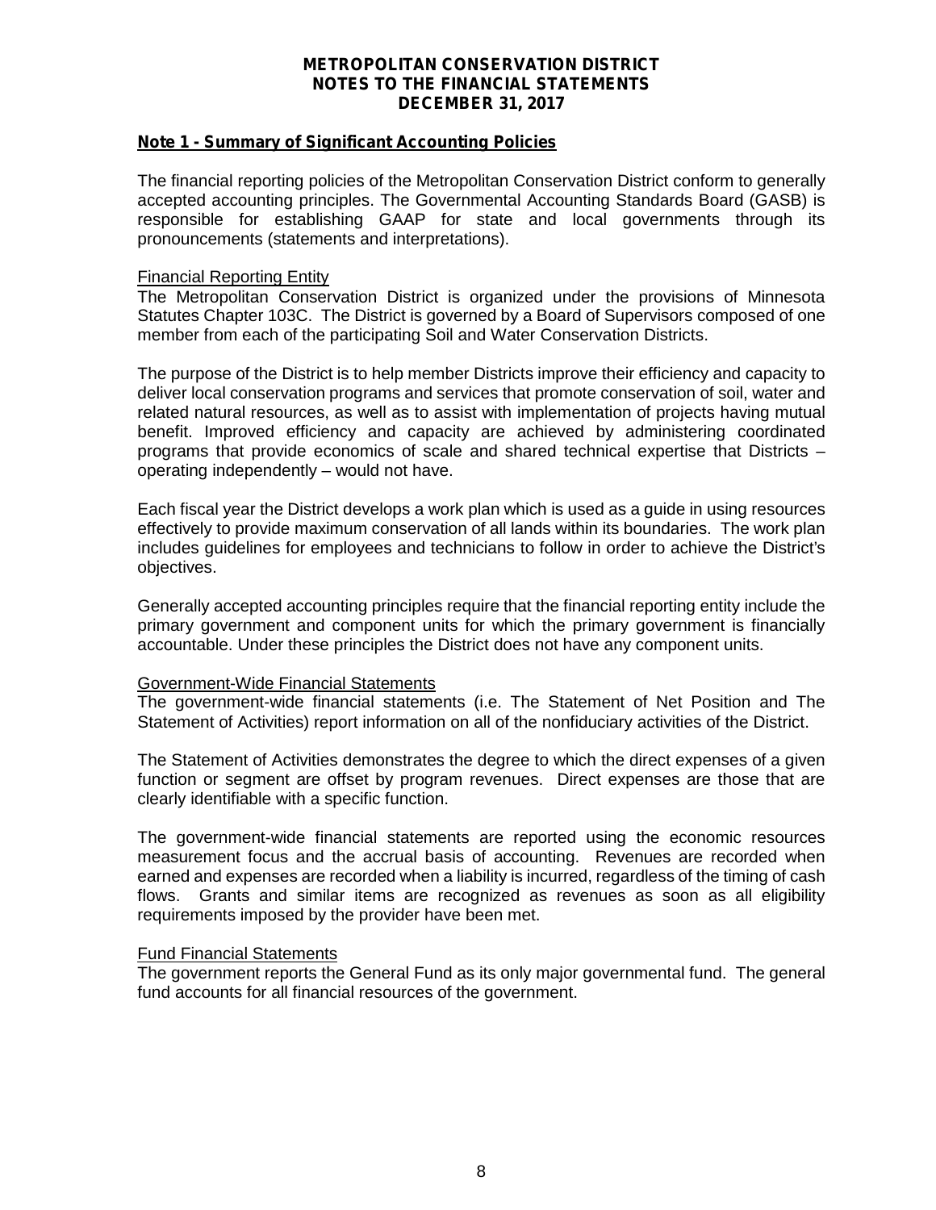# METROPOLITAN CONSERVATION DISTRICT
# NOTES TO THE FINANCIAL STATEMENTS
# DECEMBER 31, 2017

## Note 1 - Summary of Significant Accounting Policies

The financial reporting policies of the Metropolitan Conservation District conform to generally accepted accounting principles. The Governmental Accounting Standards Board (GASB) is responsible for establishing GAAP for state and local governments through its pronouncements (statements and interpretations).

### Financial Reporting Entity

The Metropolitan Conservation District is organized under the provisions of Minnesota Statutes Chapter 103C. The District is governed by a Board of Supervisors composed of one member from each of the participating Soil and Water Conservation Districts.

The purpose of the District is to help member Districts improve their efficiency and capacity to deliver local conservation programs and services that promote conservation of soil, water and related natural resources, as well as to assist with implementation of projects having mutual benefit. Improved efficiency and capacity are achieved by administering coordinated programs that provide economics of scale and shared technical expertise that Districts – operating independently – would not have.

Each fiscal year the District develops a work plan which is used as a guide in using resources effectively to provide maximum conservation of all lands within its boundaries. The work plan includes guidelines for employees and technicians to follow in order to achieve the District's objectives.

Generally accepted accounting principles require that the financial reporting entity include the primary government and component units for which the primary government is financially accountable. Under these principles the District does not have any component units.

### Government-Wide Financial Statements

The government-wide financial statements (i.e. The Statement of Net Position and The Statement of Activities) report information on all of the nonfiduciary activities of the District.

The Statement of Activities demonstrates the degree to which the direct expenses of a given function or segment are offset by program revenues. Direct expenses are those that are clearly identifiable with a specific function.

The government-wide financial statements are reported using the economic resources measurement focus and the accrual basis of accounting. Revenues are recorded when earned and expenses are recorded when a liability is incurred, regardless of the timing of cash flows. Grants and similar items are recognized as revenues as soon as all eligibility requirements imposed by the provider have been met.

### Fund Financial Statements

The government reports the General Fund as its only major governmental fund. The general fund accounts for all financial resources of the government.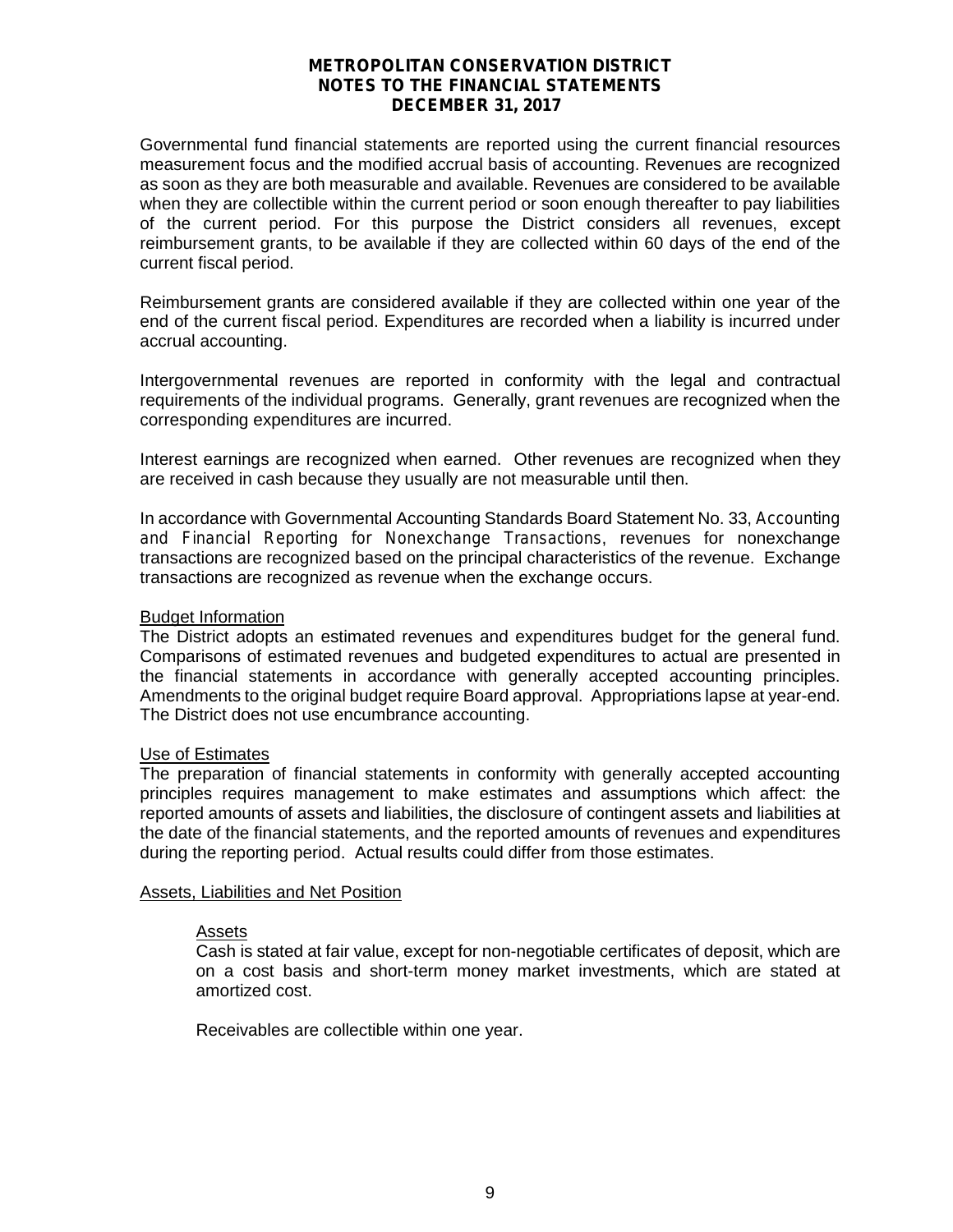Governmental fund financial statements are reported using the current financial resources measurement focus and the modified accrual basis of accounting. Revenues are recognized as soon as they are both measurable and available. Revenues are considered to be available when they are collectible within the current period or soon enough thereafter to pay liabilities of the current period. For this purpose the District considers all revenues, except reimbursement grants, to be available if they are collected within 60 days of the end of the current fiscal period.

Reimbursement grants are considered available if they are collected within one year of the end of the current fiscal period. Expenditures are recorded when a liability is incurred under accrual accounting.

Intergovernmental revenues are reported in conformity with the legal and contractual requirements of the individual programs. Generally, grant revenues are recognized when the corresponding expenditures are incurred.

Interest earnings are recognized when earned. Other revenues are recognized when they are received in cash because they usually are not measurable until then.

In accordance with Governmental Accounting Standards Board Statement No. 33, *Accounting and Financial Reporting for Nonexchange Transactions*, revenues for nonexchange transactions are recognized based on the principal characteristics of the revenue. Exchange transactions are recognized as revenue when the exchange occurs.

### Budget Information

The District adopts an estimated revenues and expenditures budget for the general fund. Comparisons of estimated revenues and budgeted expenditures to actual are presented in the financial statements in accordance with generally accepted accounting principles. Amendments to the original budget require Board approval. Appropriations lapse at year-end. The District does not use encumbrance accounting.

### Use of Estimates

The preparation of financial statements in conformity with generally accepted accounting principles requires management to make estimates and assumptions which affect: the reported amounts of assets and liabilities, the disclosure of contingent assets and liabilities at the date of the financial statements, and the reported amounts of revenues and expenditures during the reporting period. Actual results could differ from those estimates.

### Assets, Liabilities and Net Position

#### Assets

Cash is stated at fair value, except for non-negotiable certificates of deposit, which are on a cost basis and short-term money market investments, which are stated at amortized cost.

Receivables are collectible within one year.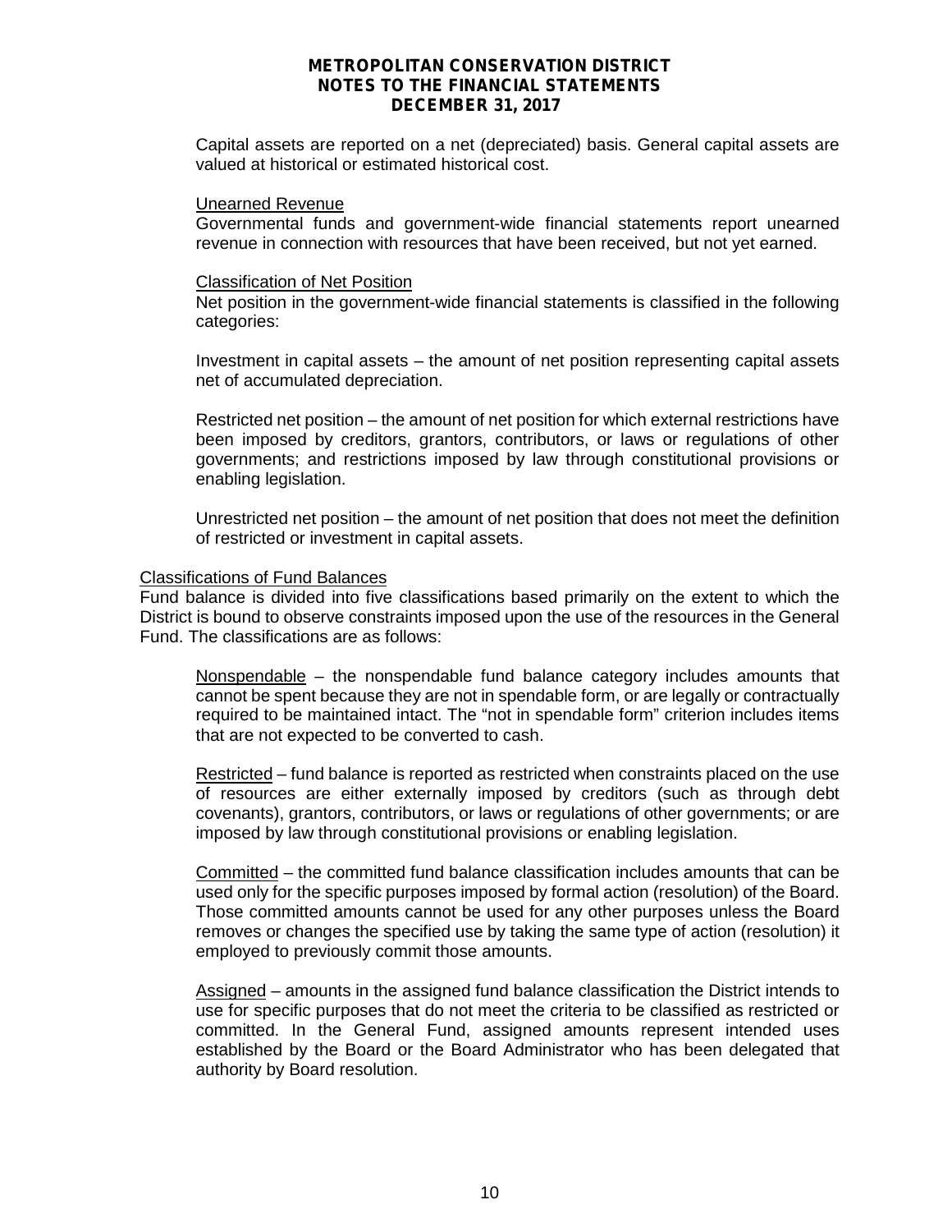Capital assets are reported on a net (depreciated) basis. General capital assets are valued at historical or estimated historical cost.

Unearned Revenue

Governmental funds and government-wide financial statements report unearned revenue in connection with resources that have been received, but not yet earned.

Classification of Net Position

Net position in the government-wide financial statements is classified in the following categories:

Investment in capital assets – the amount of net position representing capital assets net of accumulated depreciation.

Restricted net position – the amount of net position for which external restrictions have been imposed by creditors, grantors, contributors, or laws or regulations of other governments; and restrictions imposed by law through constitutional provisions or enabling legislation.

Unrestricted net position – the amount of net position that does not meet the definition of restricted or investment in capital assets.

Classifications of Fund Balances

Fund balance is divided into five classifications based primarily on the extent to which the District is bound to observe constraints imposed upon the use of the resources in the General Fund. The classifications are as follows:

Nonspendable – the nonspendable fund balance category includes amounts that cannot be spent because they are not in spendable form, or are legally or contractually required to be maintained intact. The "not in spendable form" criterion includes items that are not expected to be converted to cash.

Restricted – fund balance is reported as restricted when constraints placed on the use of resources are either externally imposed by creditors (such as through debt covenants), grantors, contributors, or laws or regulations of other governments; or are imposed by law through constitutional provisions or enabling legislation.

Committed – the committed fund balance classification includes amounts that can be used only for the specific purposes imposed by formal action (resolution) of the Board. Those committed amounts cannot be used for any other purposes unless the Board removes or changes the specified use by taking the same type of action (resolution) it employed to previously commit those amounts.

Assigned – amounts in the assigned fund balance classification the District intends to use for specific purposes that do not meet the criteria to be classified as restricted or committed. In the General Fund, assigned amounts represent intended uses established by the Board or the Board Administrator who has been delegated that authority by Board resolution.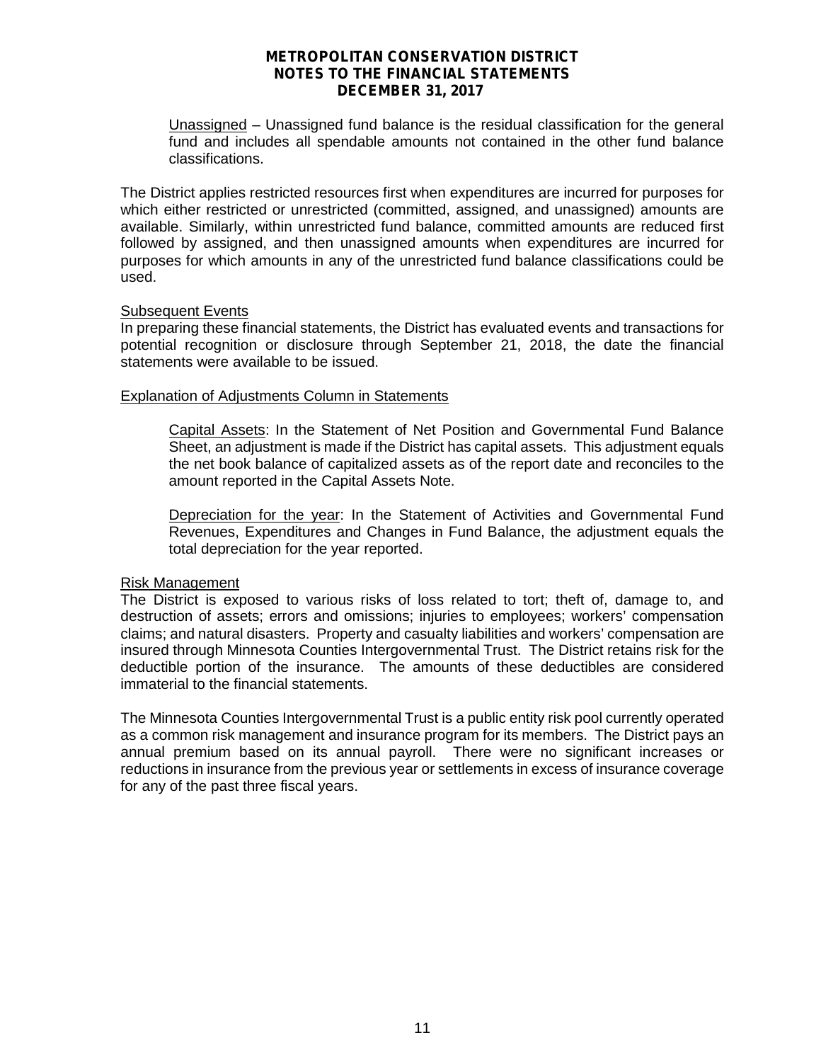Unassigned – Unassigned fund balance is the residual classification for the general fund and includes all spendable amounts not contained in the other fund balance classifications.

The District applies restricted resources first when expenditures are incurred for purposes for which either restricted or unrestricted (committed, assigned, and unassigned) amounts are available. Similarly, within unrestricted fund balance, committed amounts are reduced first followed by assigned, and then unassigned amounts when expenditures are incurred for purposes for which amounts in any of the unrestricted fund balance classifications could be used.

Subsequent Events

In preparing these financial statements, the District has evaluated events and transactions for potential recognition or disclosure through September 21, 2018, the date the financial statements were available to be issued.

Explanation of Adjustments Column in Statements

Capital Assets: In the Statement of Net Position and Governmental Fund Balance Sheet, an adjustment is made if the District has capital assets. This adjustment equals the net book balance of capitalized assets as of the report date and reconciles to the amount reported in the Capital Assets Note.

Depreciation for the year: In the Statement of Activities and Governmental Fund Revenues, Expenditures and Changes in Fund Balance, the adjustment equals the total depreciation for the year reported.

Risk Management

The District is exposed to various risks of loss related to tort; theft of, damage to, and destruction of assets; errors and omissions; injuries to employees; workers' compensation claims; and natural disasters. Property and casualty liabilities and workers' compensation are insured through Minnesota Counties Intergovernmental Trust. The District retains risk for the deductible portion of the insurance. The amounts of these deductibles are considered immaterial to the financial statements.

The Minnesota Counties Intergovernmental Trust is a public entity risk pool currently operated as a common risk management and insurance program for its members. The District pays an annual premium based on its annual payroll. There were no significant increases or reductions in insurance from the previous year or settlements in excess of insurance coverage for any of the past three fiscal years.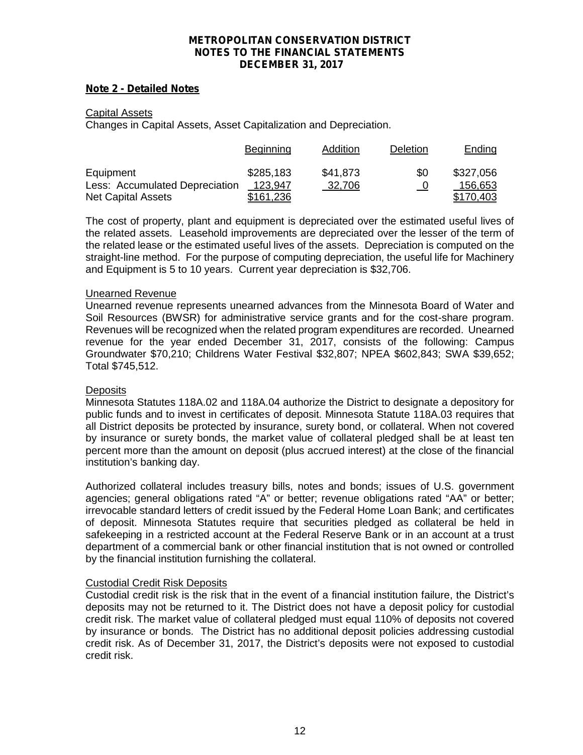**METROPOLITAN CONSERVATION DISTRICT**
**NOTES TO THE FINANCIAL STATEMENTS**
**DECEMBER 31, 2017**

## Note 2 - Detailed Notes

### Capital Assets

Changes in Capital Assets, Asset Capitalization and Depreciation.

| | Beginning | Addition | Deletion | Ending |
|---|---|---|---|---|
| Equipment | \$285,183 | \$41,873 | \$0 | \$327,056 |
| Less: Accumulated Depreciation | 123,947 | 32,706 | 0 | 156,653 |
| Net Capital Assets | \$161,236 | | | \$170,403 |

The cost of property, plant and equipment is depreciated over the estimated useful lives of the related assets. Leasehold improvements are depreciated over the lesser of the term of the related lease or the estimated useful lives of the assets. Depreciation is computed on the straight-line method. For the purpose of computing depreciation, the useful life for Machinery and Equipment is 5 to 10 years. Current year depreciation is \$32,706.

### Unearned Revenue

Unearned revenue represents unearned advances from the Minnesota Board of Water and Soil Resources (BWSR) for administrative service grants and for the cost-share program. Revenues will be recognized when the related program expenditures are recorded. Unearned revenue for the year ended December 31, 2017, consists of the following: Campus Groundwater \$70,210; Childrens Water Festival \$32,807; NPEA \$602,843; SWA \$39,652; Total \$745,512.

### Deposits

Minnesota Statutes 118A.02 and 118A.04 authorize the District to designate a depository for public funds and to invest in certificates of deposit. Minnesota Statute 118A.03 requires that all District deposits be protected by insurance, surety bond, or collateral. When not covered by insurance or surety bonds, the market value of collateral pledged shall be at least ten percent more than the amount on deposit (plus accrued interest) at the close of the financial institution's banking day.

Authorized collateral includes treasury bills, notes and bonds; issues of U.S. government agencies; general obligations rated "A" or better; revenue obligations rated "AA" or better; irrevocable standard letters of credit issued by the Federal Home Loan Bank; and certificates of deposit. Minnesota Statutes require that securities pledged as collateral be held in safekeeping in a restricted account at the Federal Reserve Bank or in an account at a trust department of a commercial bank or other financial institution that is not owned or controlled by the financial institution furnishing the collateral.

### Custodial Credit Risk Deposits

Custodial credit risk is the risk that in the event of a financial institution failure, the District's deposits may not be returned to it. The District does not have a deposit policy for custodial credit risk. The market value of collateral pledged must equal 110% of deposits not covered by insurance or bonds. The District has no additional deposit policies addressing custodial credit risk. As of December 31, 2017, the District's deposits were not exposed to custodial credit risk.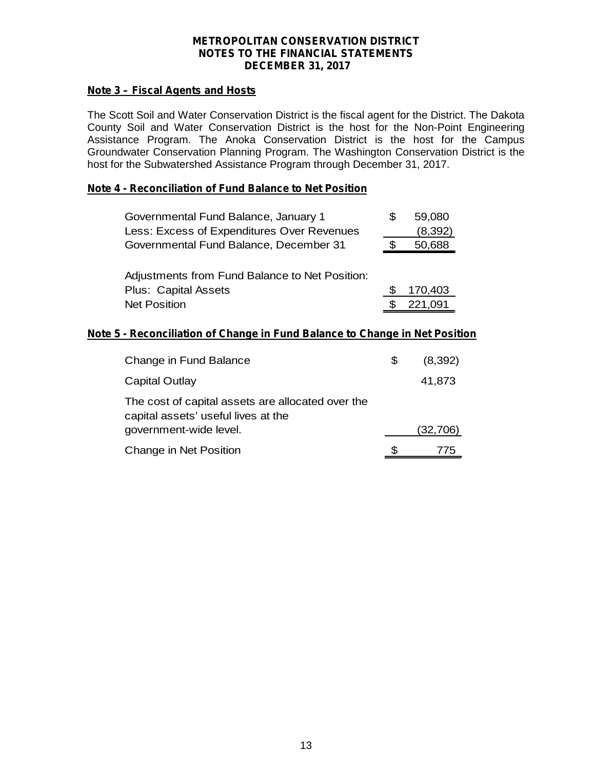**METROPOLITAN CONSERVATION DISTRICT**
**NOTES TO THE FINANCIAL STATEMENTS**
**DECEMBER 31, 2017**

## Note 3 – Fiscal Agents and Hosts

The Scott Soil and Water Conservation District is the fiscal agent for the District. The Dakota County Soil and Water Conservation District is the host for the Non-Point Engineering Assistance Program. The Anoka Conservation District is the host for the Campus Groundwater Conservation Planning Program. The Washington Conservation District is the host for the Subwatershed Assistance Program through December 31, 2017.

## Note 4 - Reconciliation of Fund Balance to Net Position

| | | |
|---|---|---|
| Governmental Fund Balance, January 1 | $ | 59,080 |
| Less: Excess of Expenditures Over Revenues | | (8,392) |
| Governmental Fund Balance, December 31 | $ | 50,688 |
| | | |
| Adjustments from Fund Balance to Net Position: | | |
| Plus: Capital Assets | $ | 170,403 |
| Net Position | $ | 221,091 |

## Note 5 - Reconciliation of Change in Fund Balance to Change in Net Position

| | | |
|---|---|---|
| Change in Fund Balance | $ | (8,392) |
| Capital Outlay | | 41,873 |
| The cost of capital assets are allocated over the capital assets' useful lives at the government-wide level. | | (32,706) |
| Change in Net Position | $ | 775 |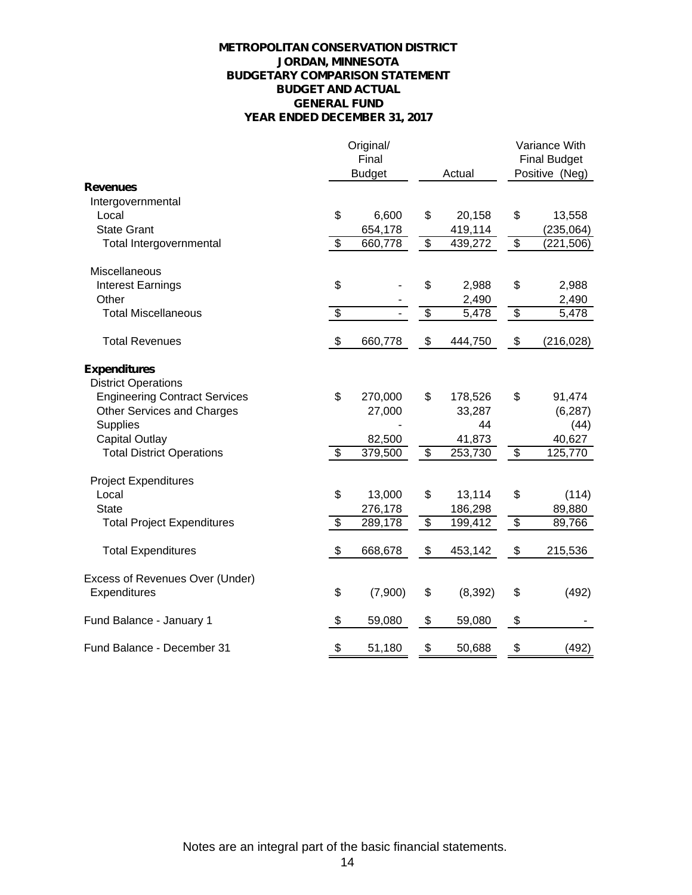**METROPOLITAN CONSERVATION DISTRICT**
**JORDAN, MINNESOTA**
**BUDGETARY COMPARISON STATEMENT**
**BUDGET AND ACTUAL**
**GENERAL FUND**
**YEAR ENDED DECEMBER 31, 2017**

| | Original/ Final Budget | Actual | Variance With Final Budget Positive (Neg) |
|---|---|---|---|
| **Revenues** | | | |
| Intergovernmental | | | |
| Local | $ 6,600 | $ 20,158 | $ 13,558 |
| State Grant | 654,178 | 419,114 | (235,064) |
| Total Intergovernmental | $ 660,778 | $ 439,272 | $ (221,506) |
| Miscellaneous | | | |
| Interest Earnings | $ - | $ 2,988 | $ 2,988 |
| Other | - | 2,490 | 2,490 |
| Total Miscellaneous | $ - | $ 5,478 | $ 5,478 |
| Total Revenues | $ 660,778 | $ 444,750 | $ (216,028) |
| **Expenditures** | | | |
| District Operations | | | |
| Engineering Contract Services | $ 270,000 | $ 178,526 | $ 91,474 |
| Other Services and Charges | 27,000 | 33,287 | (6,287) |
| Supplies | - | 44 | (44) |
| Capital Outlay | 82,500 | 41,873 | 40,627 |
| Total District Operations | $ 379,500 | $ 253,730 | $ 125,770 |
| Project Expenditures | | | |
| Local | $ 13,000 | $ 13,114 | $ (114) |
| State | 276,178 | 186,298 | 89,880 |
| Total Project Expenditures | $ 289,178 | $ 199,412 | $ 89,766 |
| Total Expenditures | $ 668,678 | $ 453,142 | $ 215,536 |
| Excess of Revenues Over (Under) Expenditures | $ (7,900) | $ (8,392) | $ (492) |
| Fund Balance - January 1 | $ 59,080 | $ 59,080 | $ - |
| Fund Balance - December 31 | $ 51,180 | $ 50,688 | $ (492) |

Notes are an integral part of the basic financial statements.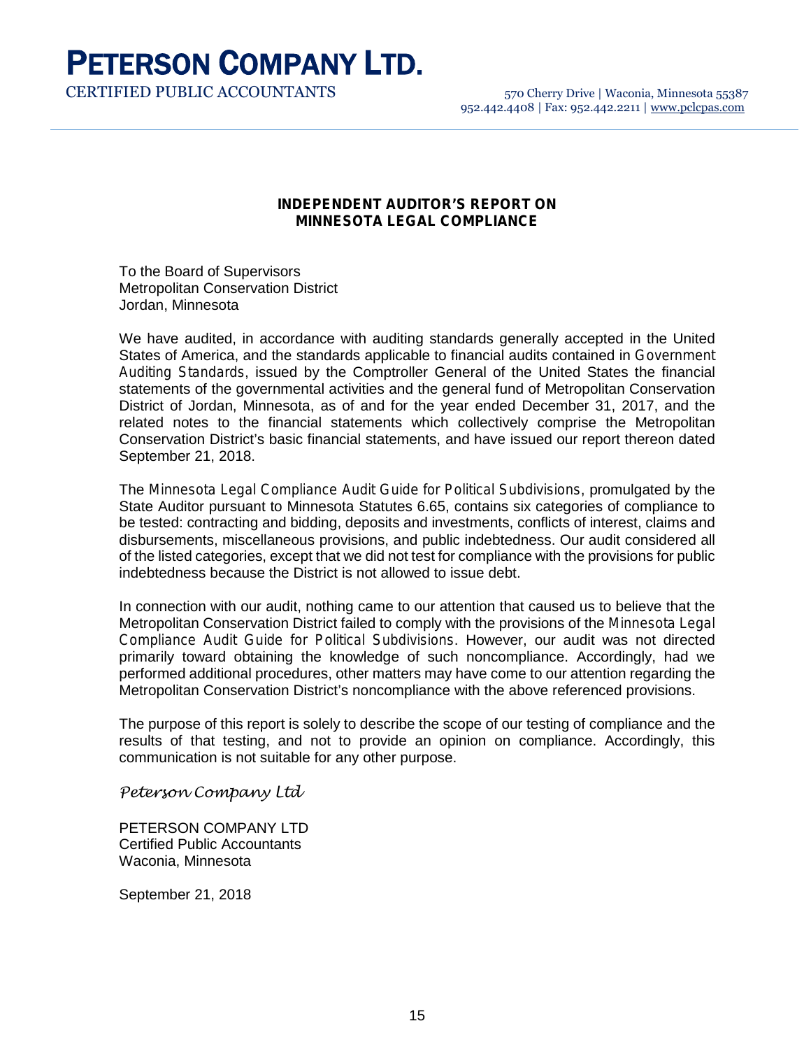# PETERSON COMPANY LTD.

CERTIFIED PUBLIC ACCOUNTANTS

570 Cherry Drive | Waconia, Minnesota 55387
952.442.4408 | Fax: 952.442.2211 | www.pclcpas.com

## INDEPENDENT AUDITOR'S REPORT ON MINNESOTA LEGAL COMPLIANCE

To the Board of Supervisors
Metropolitan Conservation District
Jordan, Minnesota

We have audited, in accordance with auditing standards generally accepted in the United States of America, and the standards applicable to financial audits contained in *Government Auditing Standards*, issued by the Comptroller General of the United States the financial statements of the governmental activities and the general fund of Metropolitan Conservation District of Jordan, Minnesota, as of and for the year ended December 31, 2017, and the related notes to the financial statements which collectively comprise the Metropolitan Conservation District's basic financial statements, and have issued our report thereon dated September 21, 2018.

The *Minnesota Legal Compliance Audit Guide for Political Subdivisions*, promulgated by the State Auditor pursuant to Minnesota Statutes 6.65, contains six categories of compliance to be tested: contracting and bidding, deposits and investments, conflicts of interest, claims and disbursements, miscellaneous provisions, and public indebtedness. Our audit considered all of the listed categories, except that we did not test for compliance with the provisions for public indebtedness because the District is not allowed to issue debt.

In connection with our audit, nothing came to our attention that caused us to believe that the Metropolitan Conservation District failed to comply with the provisions of the *Minnesota Legal Compliance Audit Guide for Political Subdivisions*. However, our audit was not directed primarily toward obtaining the knowledge of such noncompliance. Accordingly, had we performed additional procedures, other matters may have come to our attention regarding the Metropolitan Conservation District's noncompliance with the above referenced provisions.

The purpose of this report is solely to describe the scope of our testing of compliance and the results of that testing, and not to provide an opinion on compliance. Accordingly, this communication is not suitable for any other purpose.

*Peterson Company Ltd*

PETERSON COMPANY LTD
Certified Public Accountants
Waconia, Minnesota

September 21, 2018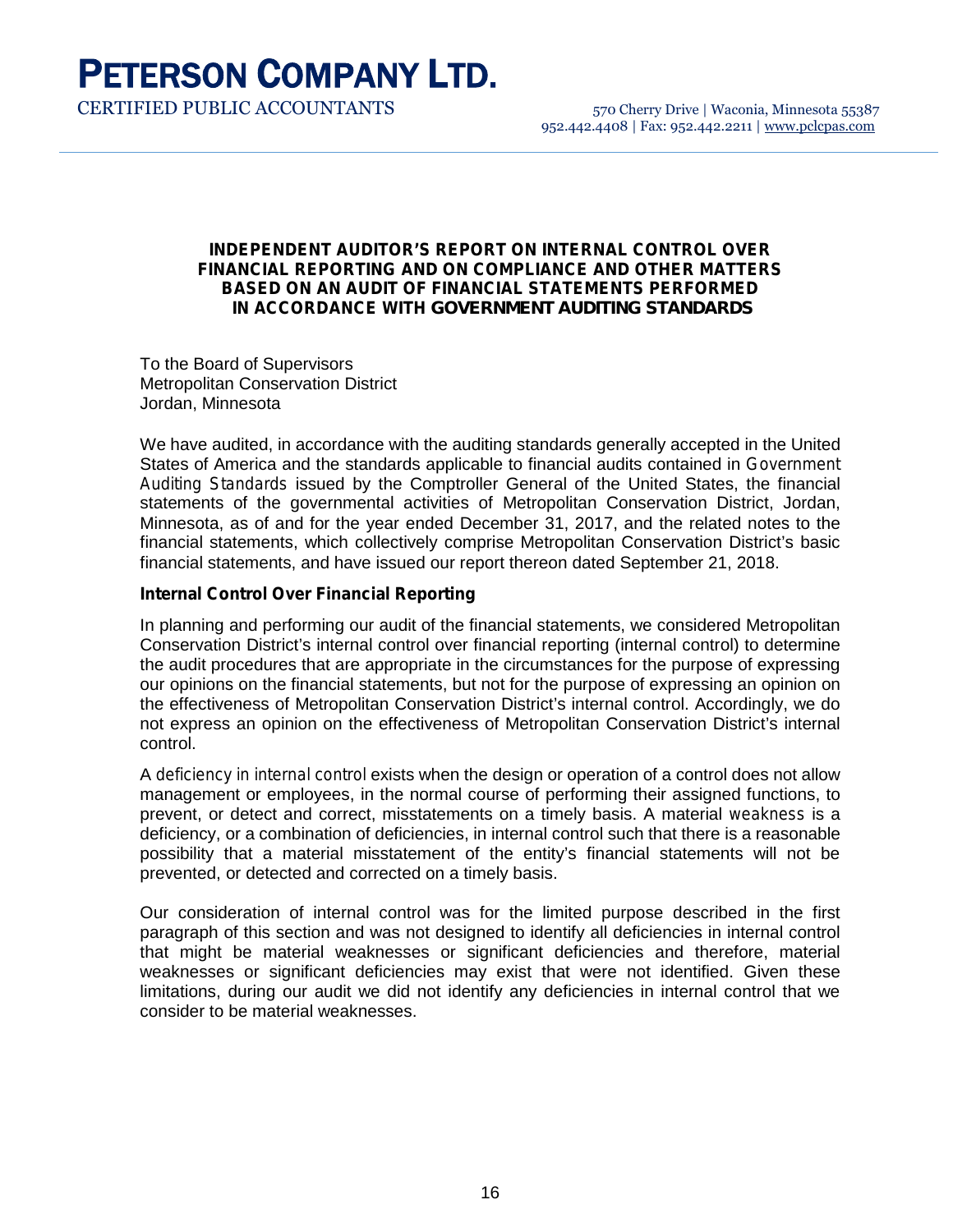# PETERSON COMPANY LTD.

CERTIFIED PUBLIC ACCOUNTANTS

570 Cherry Drive | Waconia, Minnesota 55387
952.442.4408 | Fax: 952.442.2211 | www.pclcpas.com

## INDEPENDENT AUDITOR'S REPORT ON INTERNAL CONTROL OVER FINANCIAL REPORTING AND ON COMPLIANCE AND OTHER MATTERS BASED ON AN AUDIT OF FINANCIAL STATEMENTS PERFORMED IN ACCORDANCE WITH *GOVERNMENT AUDITING STANDARDS*

To the Board of Supervisors
Metropolitan Conservation District
Jordan, Minnesota

We have audited, in accordance with the auditing standards generally accepted in the United States of America and the standards applicable to financial audits contained in *Government Auditing Standards* issued by the Comptroller General of the United States, the financial statements of the governmental activities of Metropolitan Conservation District, Jordan, Minnesota, as of and for the year ended December 31, 2017, and the related notes to the financial statements, which collectively comprise Metropolitan Conservation District's basic financial statements, and have issued our report thereon dated September 21, 2018.

### Internal Control Over Financial Reporting

In planning and performing our audit of the financial statements, we considered Metropolitan Conservation District's internal control over financial reporting (internal control) to determine the audit procedures that are appropriate in the circumstances for the purpose of expressing our opinions on the financial statements, but not for the purpose of expressing an opinion on the effectiveness of Metropolitan Conservation District's internal control. Accordingly, we do not express an opinion on the effectiveness of Metropolitan Conservation District's internal control.

A *deficiency in internal control* exists when the design or operation of a control does not allow management or employees, in the normal course of performing their assigned functions, to prevent, or detect and correct, misstatements on a timely basis. A material *weakness* is a deficiency, or a combination of deficiencies, in internal control such that there is a reasonable possibility that a material misstatement of the entity's financial statements will not be prevented, or detected and corrected on a timely basis.

Our consideration of internal control was for the limited purpose described in the first paragraph of this section and was not designed to identify all deficiencies in internal control that might be material weaknesses or significant deficiencies and therefore, material weaknesses or significant deficiencies may exist that were not identified. Given these limitations, during our audit we did not identify any deficiencies in internal control that we consider to be material weaknesses.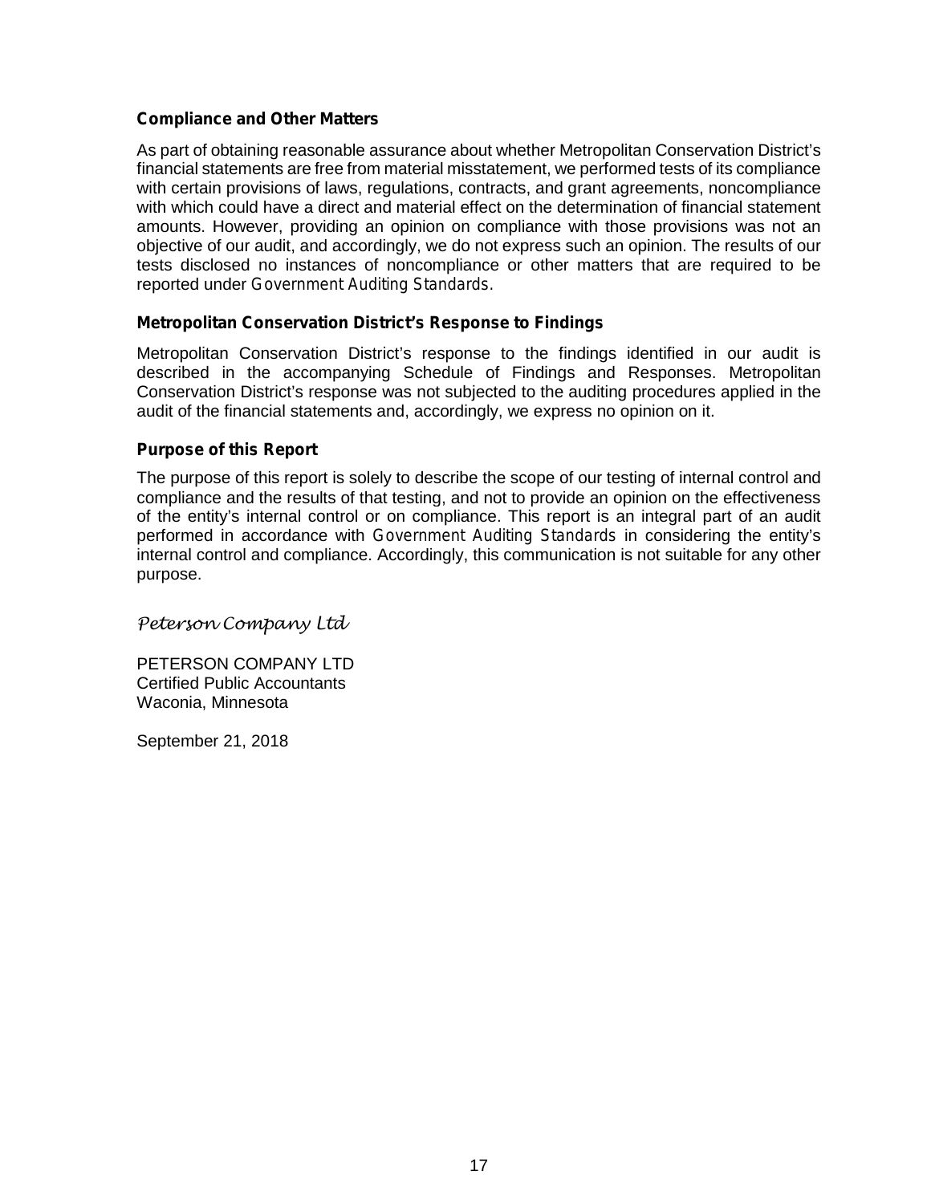### Compliance and Other Matters

As part of obtaining reasonable assurance about whether Metropolitan Conservation District's financial statements are free from material misstatement, we performed tests of its compliance with certain provisions of laws, regulations, contracts, and grant agreements, noncompliance with which could have a direct and material effect on the determination of financial statement amounts. However, providing an opinion on compliance with those provisions was not an objective of our audit, and accordingly, we do not express such an opinion. The results of our tests disclosed no instances of noncompliance or other matters that are required to be reported under *Government Auditing Standards*.

### Metropolitan Conservation District's Response to Findings

Metropolitan Conservation District's response to the findings identified in our audit is described in the accompanying Schedule of Findings and Responses. Metropolitan Conservation District's response was not subjected to the auditing procedures applied in the audit of the financial statements and, accordingly, we express no opinion on it.

### Purpose of this Report

The purpose of this report is solely to describe the scope of our testing of internal control and compliance and the results of that testing, and not to provide an opinion on the effectiveness of the entity's internal control or on compliance. This report is an integral part of an audit performed in accordance with *Government Auditing Standards* in considering the entity's internal control and compliance. Accordingly, this communication is not suitable for any other purpose.

*Peterson Company Ltd*

PETERSON COMPANY LTD
Certified Public Accountants
Waconia, Minnesota

September 21, 2018